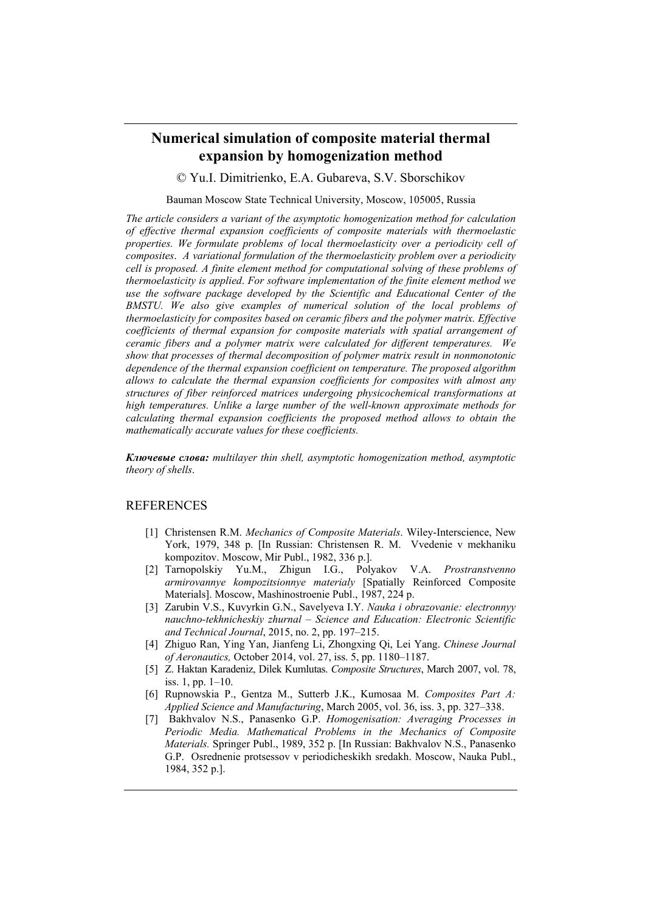# Numerical simulation of composite material thermal expansion by homogenization method

© Yu.I. Dimitrienko, E.A. Gubareva, S.V. Sborschikov

Bauman Moscow State Technical University, Moscow, 105005, Russia

*The article considers a variant of the asymptotic homogenization method for calculation of effective thermal expansion coefficients of composite materials with thermoelastic properties. We formulate problems of local thermoelasticity over a periodicity cell of composites. A variational formulation of the thermoelasticity problem over a periodicity cell is proposed. A finite element method for computational solving of these problems of thermoelasticity is applied. For software implementation of the finite element method we use the software package developed by the Scientific and Educational Center of the BMSTU. We also give examples of numerical solution of the local problems of thermoelasticity for composites based on ceramic fibers and the polymer matrix. Effective coefficients of thermal expansion for composite materials with spatial arrangement of ceramic fibers and a polymer matrix were calculated for different temperatures. We show that processes of thermal decomposition of polymer matrix result in nonmonotonic dependence of the thermal expansion coefficient on temperature. The proposed algorithm allows to calculate the thermal expansion coefficients for composites with almost any structures of fiber reinforced matrices undergoing physicochemical transformations at high temperatures. Unlike a large number of the well-known approximate methods for calculating thermal expansion coefficients the proposed method allows to obtain the mathematically accurate values for these coefficients.*

***Ключевые слова:*** *multilayer thin shell, asymptotic homogenization method, asymptotic theory of shells*.

## REFERENCES

[1] Christensen R.M. *Mechanics of Composite Materials*. Wiley-Interscience, New York, 1979, 348 p. [In Russian: Christensen R. M. Vvedenie v mekhaniku kompozitov. Moscow, Mir Publ., 1982, 336 p.].

[2] Tarnopolskiy Yu.M., Zhigun I.G., Polyakov V.A. *Prostranstvenno armirovannye kompozitsionnye materialy* [Spatially Reinforced Composite Materials]. Moscow, Mashinostroenie Publ., 1987, 224 p.

[3] Zarubin V.S., Kuvyrkin G.N., Savelyeva I.Y. *Nauka i obrazovanie: electronnyy nauchno-tekhnicheskiy zhurnal – Science and Education: Electronic Scientific and Technical Journal*, 2015, no. 2, pp. 197–215.

[4] Zhiguo Ran, Ying Yan, Jianfeng Li, Zhongxing Qi, Lei Yang. *Chinese Journal of Aeronautics,* October 2014, vol. 27, iss. 5, pp. 1180–1187.

[5] Z. Haktan Karadeniz, Dilek Kumlutas. *Composite Structures*, March 2007, vol. 78, iss. 1, pp. 1–10.

[6] Rupnowskia P., Gentza M., Sutterb J.K., Kumosaa M. *Composites Part A: Applied Science and Manufacturing*, March 2005, vol. 36, iss. 3, pp. 327–338.

[7] Bakhvalov N.S., Panasenko G.P. *Homogenisation: Averaging Processes in Periodic Media. Mathematical Problems in the Mechanics of Composite Materials.* Springer Publ., 1989, 352 p. [In Russian: Bakhvalov N.S., Panasenko G.P. Osrednenie protsessov v periodicheskikh sredakh. Moscow, Nauka Publ., 1984, 352 p.].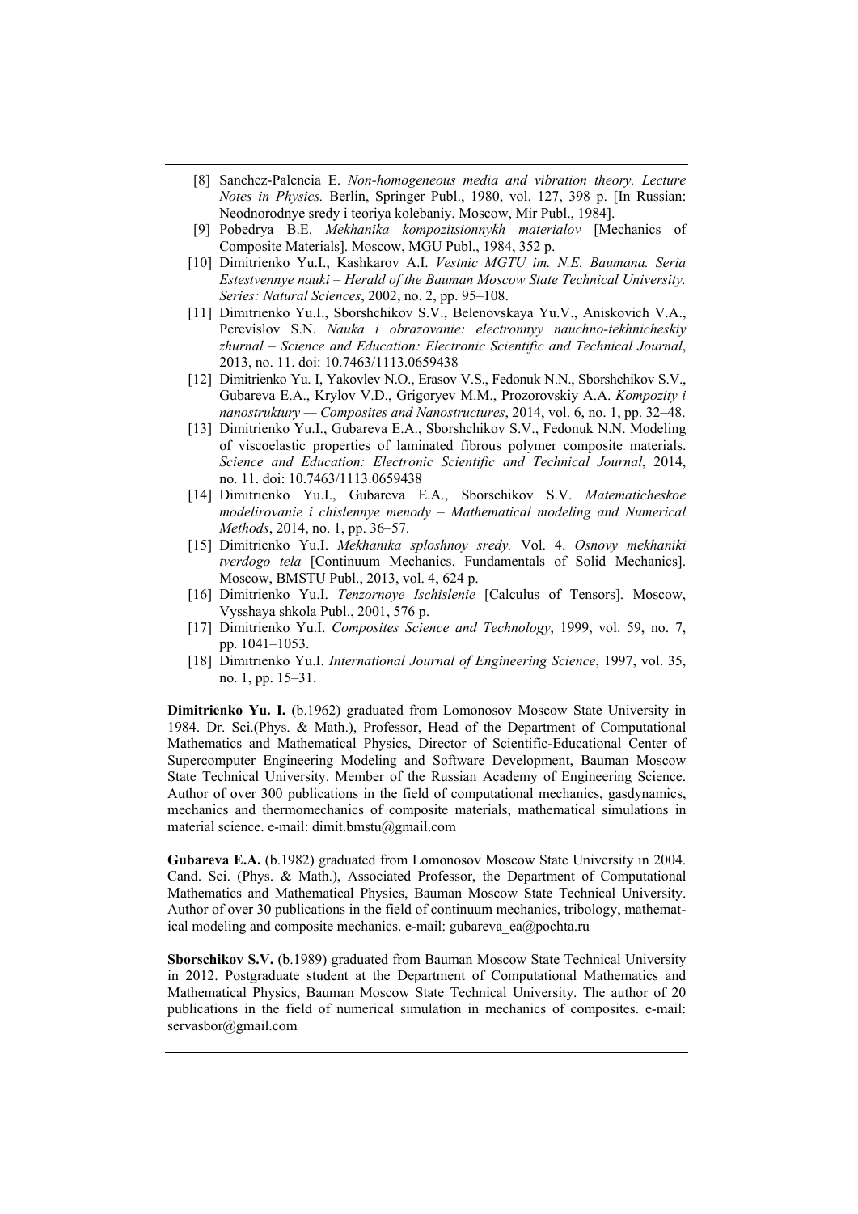[8] Sanchez-Palencia E. *Non-homogeneous media and vibration theory. Lecture Notes in Physics.* Berlin, Springer Publ., 1980, vol. 127, 398 p. [In Russian: Neodnorodnye sredy i teoriya kolebaniy. Moscow, Mir Publ., 1984].

[9] Pobedrya B.E. *Mekhanika kompozitsionnykh materialov* [Mechanics of Composite Materials]. Moscow, MGU Publ., 1984, 352 p.

[10] Dimitrienko Yu.I., Kashkarov A.I. *Vestnic MGTU im. N.E. Baumana. Seria Estestvennye nauki – Herald of the Bauman Moscow State Technical University. Series: Natural Sciences*, 2002, no. 2, pp. 95–108.

[11] Dimitrienko Yu.I., Sborshchikov S.V., Belenovskaya Yu.V., Aniskovich V.A., Perevislov S.N. *Nauka i obrazovanie: electronnyy nauchno-tekhnicheskiy zhurnal – Science and Education: Electronic Scientific and Technical Journal*, 2013, no. 11. doi: 10.7463/1113.0659438

[12] Dimitrienko Yu. I, Yakovlev N.O., Erasov V.S., Fedonuk N.N., Sborshchikov S.V., Gubareva E.A., Krylov V.D., Grigoryev M.M., Prozorovskiy A.A. *Kompozity i nanostruktury — Composites and Nanostructures*, 2014, vol. 6, no. 1, pp. 32–48.

[13] Dimitrienko Yu.I., Gubareva E.A., Sborshchikov S.V., Fedonuk N.N. Modeling of viscoelastic properties of laminated fibrous polymer composite materials. *Science and Education: Electronic Scientific and Technical Journal*, 2014, no. 11. doi: 10.7463/1113.0659438

[14] Dimitrienko Yu.I., Gubareva E.A., Sborschikov S.V. *Matematicheskoe modelirovanie i chislennye menody – Mathematical modeling and Numerical Methods*, 2014, no. 1, pp. 36–57.

[15] Dimitrienko Yu.I. *Mekhanika sploshnoy sredy.* Vol. 4. *Osnovy mekhaniki tverdogo tela* [Continuum Mechanics. Fundamentals of Solid Mechanics]. Moscow, BMSTU Publ., 2013, vol. 4, 624 p.

[16] Dimitrienko Yu.I. *Tenzornoye Ischislenie* [Calculus of Tensors]. Moscow, Vysshaya shkola Publ., 2001, 576 p.

[17] Dimitrienko Yu.I. *Composites Science and Technology*, 1999, vol. 59, no. 7, pp. 1041–1053.

[18] Dimitrienko Yu.I. *International Journal of Engineering Science*, 1997, vol. 35, no. 1, pp. 15–31.

**Dimitrienko Yu. I.** (b.1962) graduated from Lomonosov Moscow State University in 1984. Dr. Sci.(Phys. & Math.), Professor, Head of the Department of Computational Mathematics and Mathematical Physics, Director of Scientific-Educational Center of Supercomputer Engineering Modeling and Software Development, Bauman Moscow State Technical University. Member of the Russian Academy of Engineering Science. Author of over 300 publications in the field of computational mechanics, gasdynamics, mechanics and thermomechanics of composite materials, mathematical simulations in material science. e-mail: dimit.bmstu@gmail.com

**Gubareva E.A.** (b.1982) graduated from Lomonosov Moscow State University in 2004. Cand. Sci. (Phys. & Math.), Associated Professor, the Department of Computational Mathematics and Mathematical Physics, Bauman Moscow State Technical University. Author of over 30 publications in the field of continuum mechanics, tribology, mathematical modeling and composite mechanics. e-mail: gubareva_ea@pochta.ru

**Sborschikov S.V.** (b.1989) graduated from Bauman Moscow State Technical University in 2012. Postgraduate student at the Department of Computational Mathematics and Mathematical Physics, Bauman Moscow State Technical University. The author of 20 publications in the field of numerical simulation in mechanics of composites. e-mail: servasbor@gmail.com